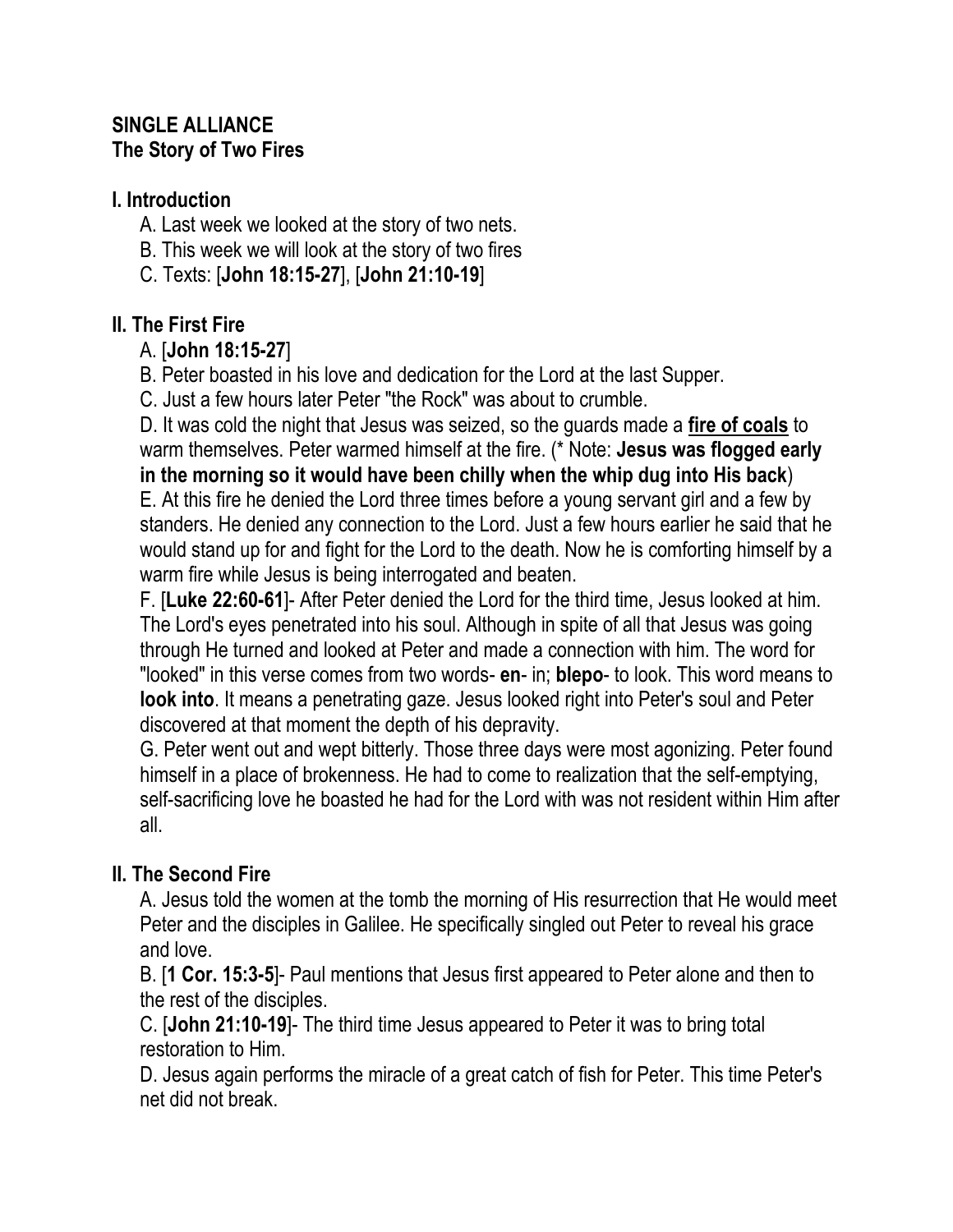**SINGLE ALLIANCE**
**The Story of Two Fires**

## I. Introduction

A. Last week we looked at the story of two nets.

B. This week we will look at the story of two fires

C. Texts: [**John 18:15-27**], [**John 21:10-19**]

## II. The First Fire

A. [**John 18:15-27**]

B. Peter boasted in his love and dedication for the Lord at the last Supper.

C. Just a few hours later Peter "the Rock" was about to crumble.

D. It was cold the night that Jesus was seized, so the guards made a **<u>fire of coals</u>** to warm themselves. Peter warmed himself at the fire. (* Note: **Jesus was flogged early in the morning so it would have been chilly when the whip dug into His back**)

E. At this fire he denied the Lord three times before a young servant girl and a few by standers. He denied any connection to the Lord. Just a few hours earlier he said that he would stand up for and fight for the Lord to the death. Now he is comforting himself by a warm fire while Jesus is being interrogated and beaten.

F. [**Luke 22:60-61**]- After Peter denied the Lord for the third time, Jesus looked at him. The Lord's eyes penetrated into his soul. Although in spite of all that Jesus was going through He turned and looked at Peter and made a connection with him. The word for "looked" in this verse comes from two words- **en**- in; **blepo**- to look. This word means to **look into**. It means a penetrating gaze. Jesus looked right into Peter's soul and Peter discovered at that moment the depth of his depravity.

G. Peter went out and wept bitterly. Those three days were most agonizing. Peter found himself in a place of brokenness. He had to come to realization that the self-emptying, self-sacrificing love he boasted he had for the Lord with was not resident within Him after all.

## II. The Second Fire

A. Jesus told the women at the tomb the morning of His resurrection that He would meet Peter and the disciples in Galilee. He specifically singled out Peter to reveal his grace and love.

B. [**1 Cor. 15:3-5**]- Paul mentions that Jesus first appeared to Peter alone and then to the rest of the disciples.

C. [**John 21:10-19**]- The third time Jesus appeared to Peter it was to bring total restoration to Him.

D. Jesus again performs the miracle of a great catch of fish for Peter. This time Peter's net did not break.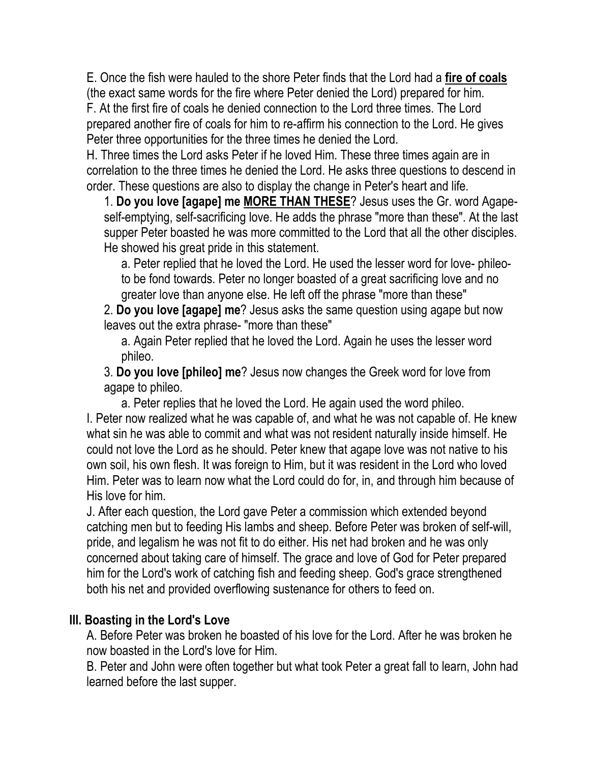E. Once the fish were hauled to the shore Peter finds that the Lord had a <u>**fire of coals**</u> (the exact same words for the fire where Peter denied the Lord) prepared for him.
F. At the first fire of coals he denied connection to the Lord three times. The Lord prepared another fire of coals for him to re-affirm his connection to the Lord. He gives Peter three opportunities for the three times he denied the Lord.
H. Three times the Lord asks Peter if he loved Him. These three times again are in correlation to the three times he denied the Lord. He asks three questions to descend in order. These questions are also to display the change in Peter's heart and life.

1. **Do you love [agape] me <u>MORE THAN THESE</u>**? Jesus uses the Gr. word Agape- self-emptying, self-sacrificing love. He adds the phrase "more than these". At the last supper Peter boasted he was more committed to the Lord that all the other disciples. He showed his great pride in this statement.
    a. Peter replied that he loved the Lord. He used the lesser word for love- phileo- to be fond towards. Peter no longer boasted of a great sacrificing love and no greater love than anyone else. He left off the phrase "more than these"
2. **Do you love [agape] me**? Jesus asks the same question using agape but now leaves out the extra phrase- "more than these"
    a. Again Peter replied that he loved the Lord. Again he uses the lesser word phileo.
3. **Do you love [phileo] me**? Jesus now changes the Greek word for love from agape to phileo.
    a. Peter replies that he loved the Lord. He again used the word phileo.

I. Peter now realized what he was capable of, and what he was not capable of. He knew what sin he was able to commit and what was not resident naturally inside himself. He could not love the Lord as he should. Peter knew that agape love was not native to his own soil, his own flesh. It was foreign to Him, but it was resident in the Lord who loved Him. Peter was to learn now what the Lord could do for, in, and through him because of His love for him.
J. After each question, the Lord gave Peter a commission which extended beyond catching men but to feeding His lambs and sheep. Before Peter was broken of self-will, pride, and legalism he was not fit to do either. His net had broken and he was only concerned about taking care of himself. The grace and love of God for Peter prepared him for the Lord's work of catching fish and feeding sheep. God's grace strengthened both his net and provided overflowing sustenance for others to feed on.

### III. Boasting in the Lord's Love

A. Before Peter was broken he boasted of his love for the Lord. After he was broken he now boasted in the Lord's love for Him.
B. Peter and John were often together but what took Peter a great fall to learn, John had learned before the last supper.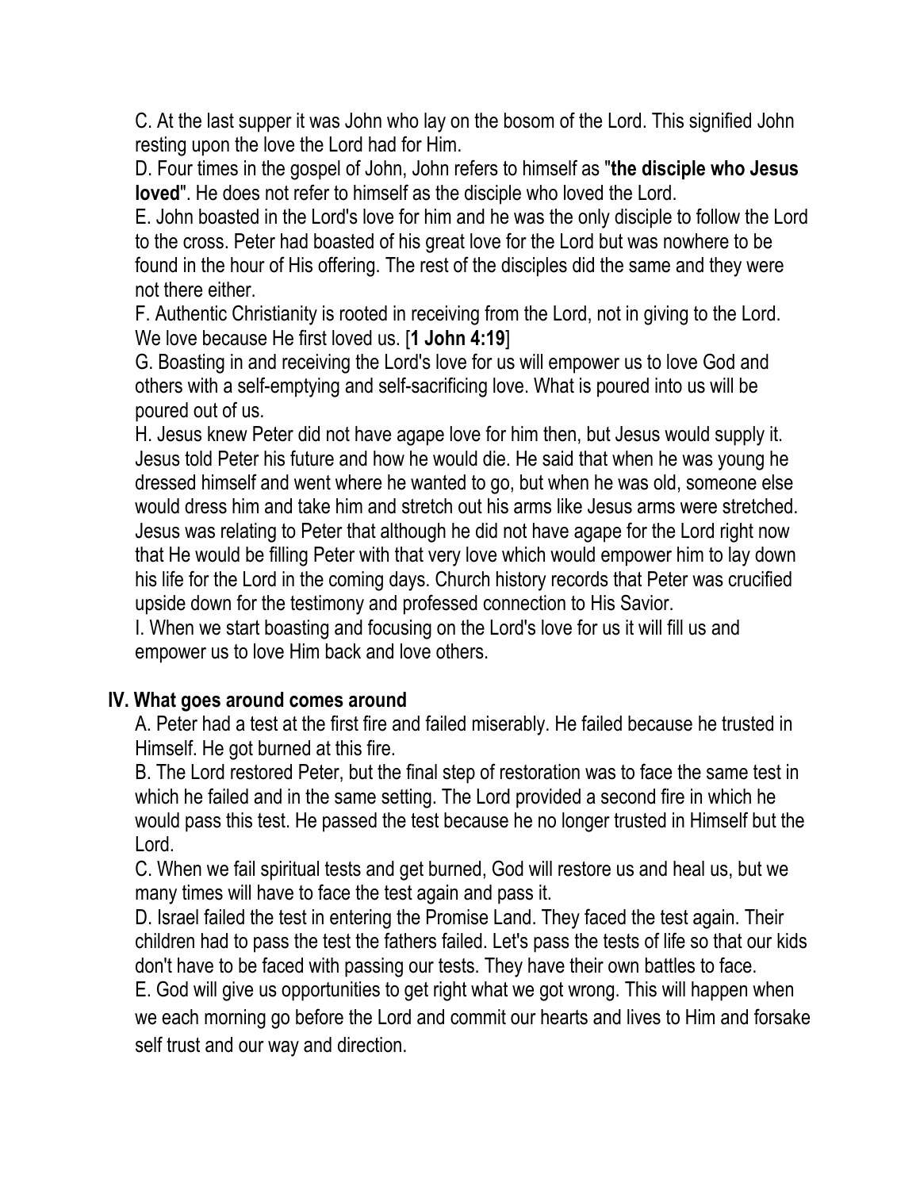C. At the last supper it was John who lay on the bosom of the Lord. This signified John resting upon the love the Lord had for Him.

D. Four times in the gospel of John, John refers to himself as "**the disciple who Jesus loved**". He does not refer to himself as the disciple who loved the Lord.

E. John boasted in the Lord's love for him and he was the only disciple to follow the Lord to the cross. Peter had boasted of his great love for the Lord but was nowhere to be found in the hour of His offering. The rest of the disciples did the same and they were not there either.

F. Authentic Christianity is rooted in receiving from the Lord, not in giving to the Lord. We love because He first loved us. [**1 John 4:19**]

G. Boasting in and receiving the Lord's love for us will empower us to love God and others with a self-emptying and self-sacrificing love. What is poured into us will be poured out of us.

H. Jesus knew Peter did not have agape love for him then, but Jesus would supply it. Jesus told Peter his future and how he would die. He said that when he was young he dressed himself and went where he wanted to go, but when he was old, someone else would dress him and take him and stretch out his arms like Jesus arms were stretched. Jesus was relating to Peter that although he did not have agape for the Lord right now that He would be filling Peter with that very love which would empower him to lay down his life for the Lord in the coming days. Church history records that Peter was crucified upside down for the testimony and professed connection to His Savior.

I. When we start boasting and focusing on the Lord's love for us it will fill us and empower us to love Him back and love others.

## IV. What goes around comes around

A. Peter had a test at the first fire and failed miserably. He failed because he trusted in Himself. He got burned at this fire.

B. The Lord restored Peter, but the final step of restoration was to face the same test in which he failed and in the same setting. The Lord provided a second fire in which he would pass this test. He passed the test because he no longer trusted in Himself but the Lord.

C. When we fail spiritual tests and get burned, God will restore us and heal us, but we many times will have to face the test again and pass it.

D. Israel failed the test in entering the Promise Land. They faced the test again. Their children had to pass the test the fathers failed. Let's pass the tests of life so that our kids don't have to be faced with passing our tests. They have their own battles to face.

E. God will give us opportunities to get right what we got wrong. This will happen when we each morning go before the Lord and commit our hearts and lives to Him and forsake self trust and our way and direction.